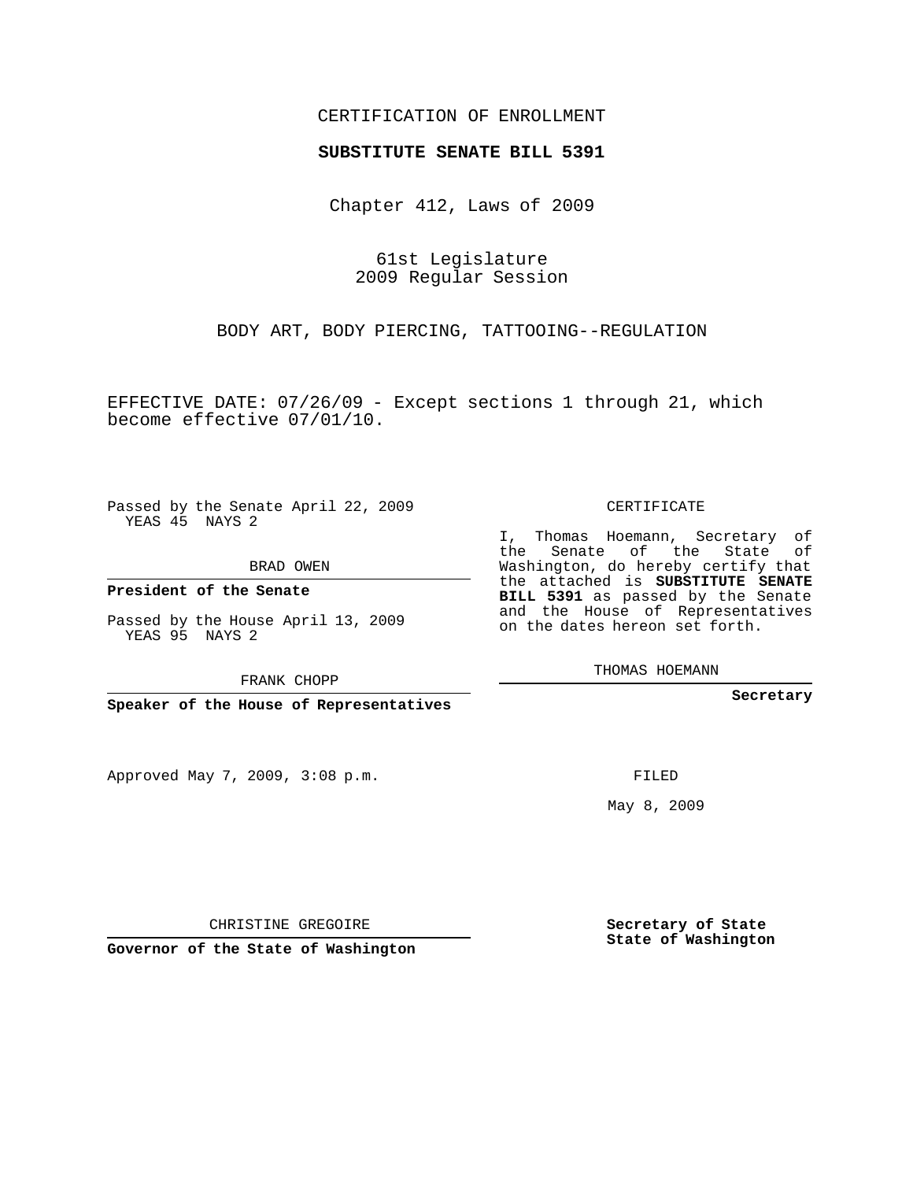CERTIFICATION OF ENROLLMENT

**SUBSTITUTE SENATE BILL 5391**

Chapter 412, Laws of 2009

61st Legislature
2009 Regular Session

BODY ART, BODY PIERCING, TATTOOING--REGULATION

EFFECTIVE DATE: 07/26/09 - Except sections 1 through 21, which become effective 07/01/10.

Passed by the Senate April 22, 2009
YEAS 45 NAYS 2

BRAD OWEN

**President of the Senate**

Passed by the House April 13, 2009
YEAS 95 NAYS 2

FRANK CHOPP

**Speaker of the House of Representatives**

Approved May 7, 2009, 3:08 p.m.

CHRISTINE GREGOIRE

**Governor of the State of Washington**

CERTIFICATE

I, Thomas Hoemann, Secretary of the Senate of the State of Washington, do hereby certify that the attached is **SUBSTITUTE SENATE BILL 5391** as passed by the Senate and the House of Representatives on the dates hereon set forth.

THOMAS HOEMANN

**Secretary**

FILED

May 8, 2009

**Secretary of State**
**State of Washington**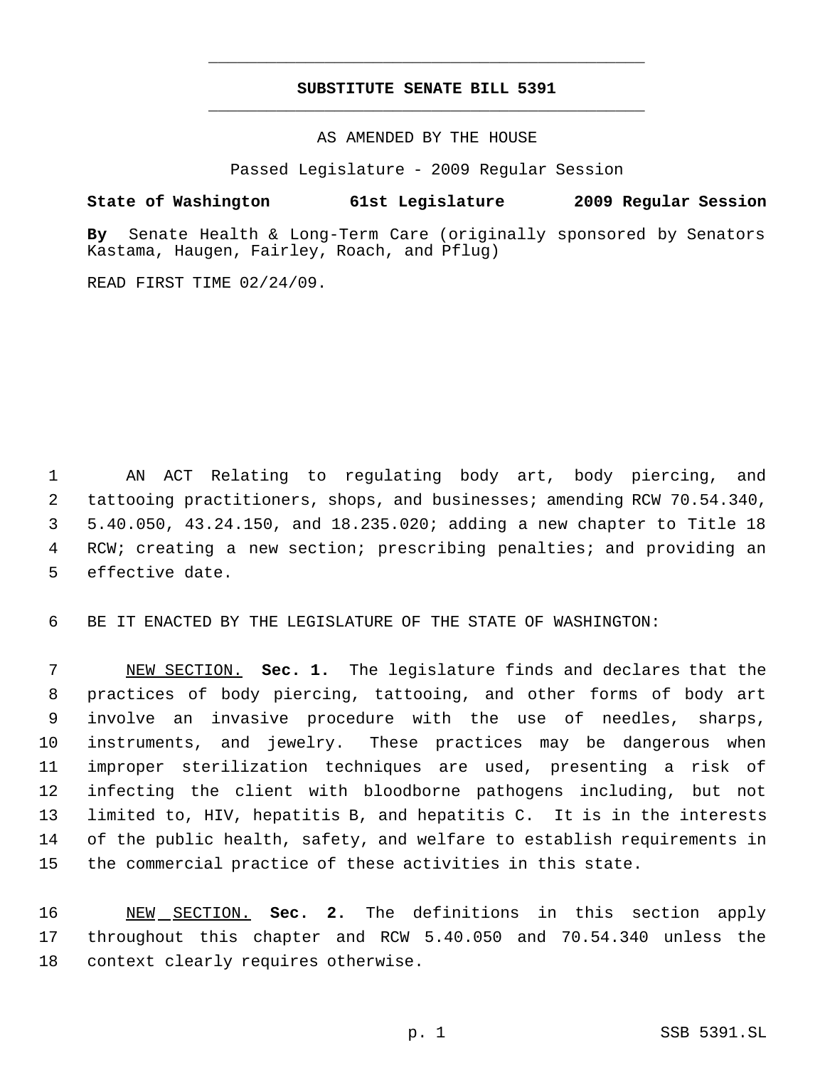# SUBSTITUTE SENATE BILL 5391

AS AMENDED BY THE HOUSE

Passed Legislature - 2009 Regular Session

**State of Washington 61st Legislature 2009 Regular Session**

**By** Senate Health & Long-Term Care (originally sponsored by Senators Kastama, Haugen, Fairley, Roach, and Pflug)

READ FIRST TIME 02/24/09.

AN ACT Relating to regulating body art, body piercing, and tattooing practitioners, shops, and businesses; amending RCW 70.54.340, 5.40.050, 43.24.150, and 18.235.020; adding a new chapter to Title 18 RCW; creating a new section; prescribing penalties; and providing an effective date.

BE IT ENACTED BY THE LEGISLATURE OF THE STATE OF WASHINGTON:

NEW SECTION. **Sec. 1.** The legislature finds and declares that the practices of body piercing, tattooing, and other forms of body art involve an invasive procedure with the use of needles, sharps, instruments, and jewelry. These practices may be dangerous when improper sterilization techniques are used, presenting a risk of infecting the client with bloodborne pathogens including, but not limited to, HIV, hepatitis B, and hepatitis C. It is in the interests of the public health, safety, and welfare to establish requirements in the commercial practice of these activities in this state.

NEW SECTION. **Sec. 2.** The definitions in this section apply throughout this chapter and RCW 5.40.050 and 70.54.340 unless the context clearly requires otherwise.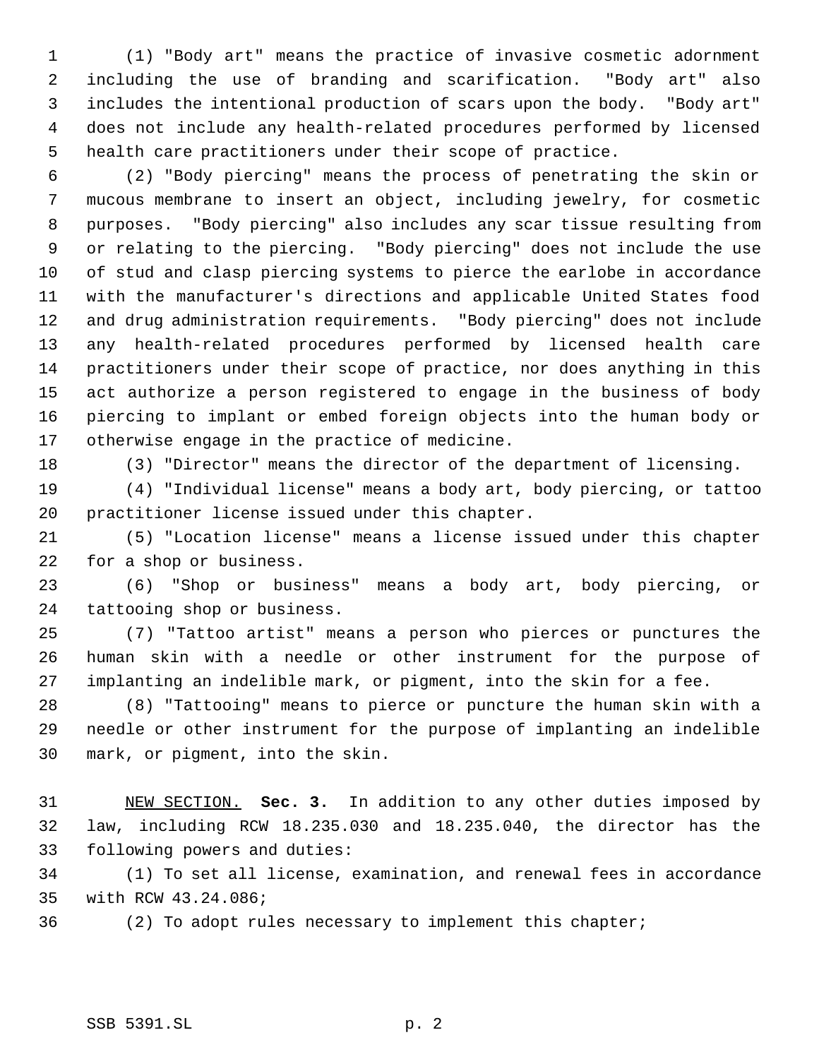(1) "Body art" means the practice of invasive cosmetic adornment including the use of branding and scarification. "Body art" also includes the intentional production of scars upon the body. "Body art" does not include any health-related procedures performed by licensed health care practitioners under their scope of practice.

(2) "Body piercing" means the process of penetrating the skin or mucous membrane to insert an object, including jewelry, for cosmetic purposes. "Body piercing" also includes any scar tissue resulting from or relating to the piercing. "Body piercing" does not include the use of stud and clasp piercing systems to pierce the earlobe in accordance with the manufacturer's directions and applicable United States food and drug administration requirements. "Body piercing" does not include any health-related procedures performed by licensed health care practitioners under their scope of practice, nor does anything in this act authorize a person registered to engage in the business of body piercing to implant or embed foreign objects into the human body or otherwise engage in the practice of medicine.

(3) "Director" means the director of the department of licensing.

(4) "Individual license" means a body art, body piercing, or tattoo practitioner license issued under this chapter.

(5) "Location license" means a license issued under this chapter for a shop or business.

(6) "Shop or business" means a body art, body piercing, or tattooing shop or business.

(7) "Tattoo artist" means a person who pierces or punctures the human skin with a needle or other instrument for the purpose of implanting an indelible mark, or pigment, into the skin for a fee.

(8) "Tattooing" means to pierce or puncture the human skin with a needle or other instrument for the purpose of implanting an indelible mark, or pigment, into the skin.

NEW SECTION. **Sec. 3.** In addition to any other duties imposed by law, including RCW 18.235.030 and 18.235.040, the director has the following powers and duties:

(1) To set all license, examination, and renewal fees in accordance with RCW 43.24.086;

(2) To adopt rules necessary to implement this chapter;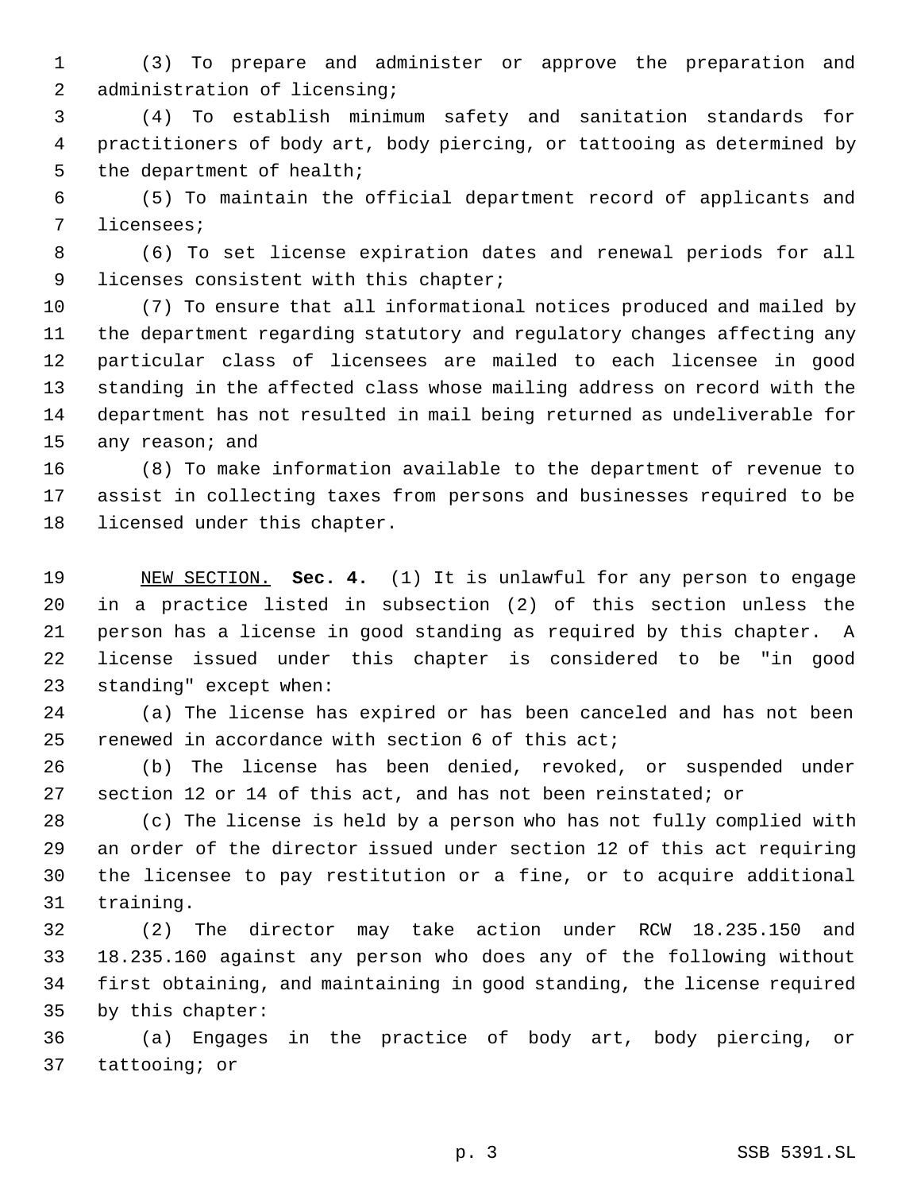(3) To prepare and administer or approve the preparation and administration of licensing;

(4) To establish minimum safety and sanitation standards for practitioners of body art, body piercing, or tattooing as determined by the department of health;

(5) To maintain the official department record of applicants and licensees;

(6) To set license expiration dates and renewal periods for all licenses consistent with this chapter;

(7) To ensure that all informational notices produced and mailed by the department regarding statutory and regulatory changes affecting any particular class of licensees are mailed to each licensee in good standing in the affected class whose mailing address on record with the department has not resulted in mail being returned as undeliverable for any reason; and

(8) To make information available to the department of revenue to assist in collecting taxes from persons and businesses required to be licensed under this chapter.

NEW SECTION. **Sec. 4.** (1) It is unlawful for any person to engage in a practice listed in subsection (2) of this section unless the person has a license in good standing as required by this chapter. A license issued under this chapter is considered to be "in good standing" except when:

(a) The license has expired or has been canceled and has not been renewed in accordance with section 6 of this act;

(b) The license has been denied, revoked, or suspended under section 12 or 14 of this act, and has not been reinstated; or

(c) The license is held by a person who has not fully complied with an order of the director issued under section 12 of this act requiring the licensee to pay restitution or a fine, or to acquire additional training.

(2) The director may take action under RCW 18.235.150 and 18.235.160 against any person who does any of the following without first obtaining, and maintaining in good standing, the license required by this chapter:

(a) Engages in the practice of body art, body piercing, or tattooing; or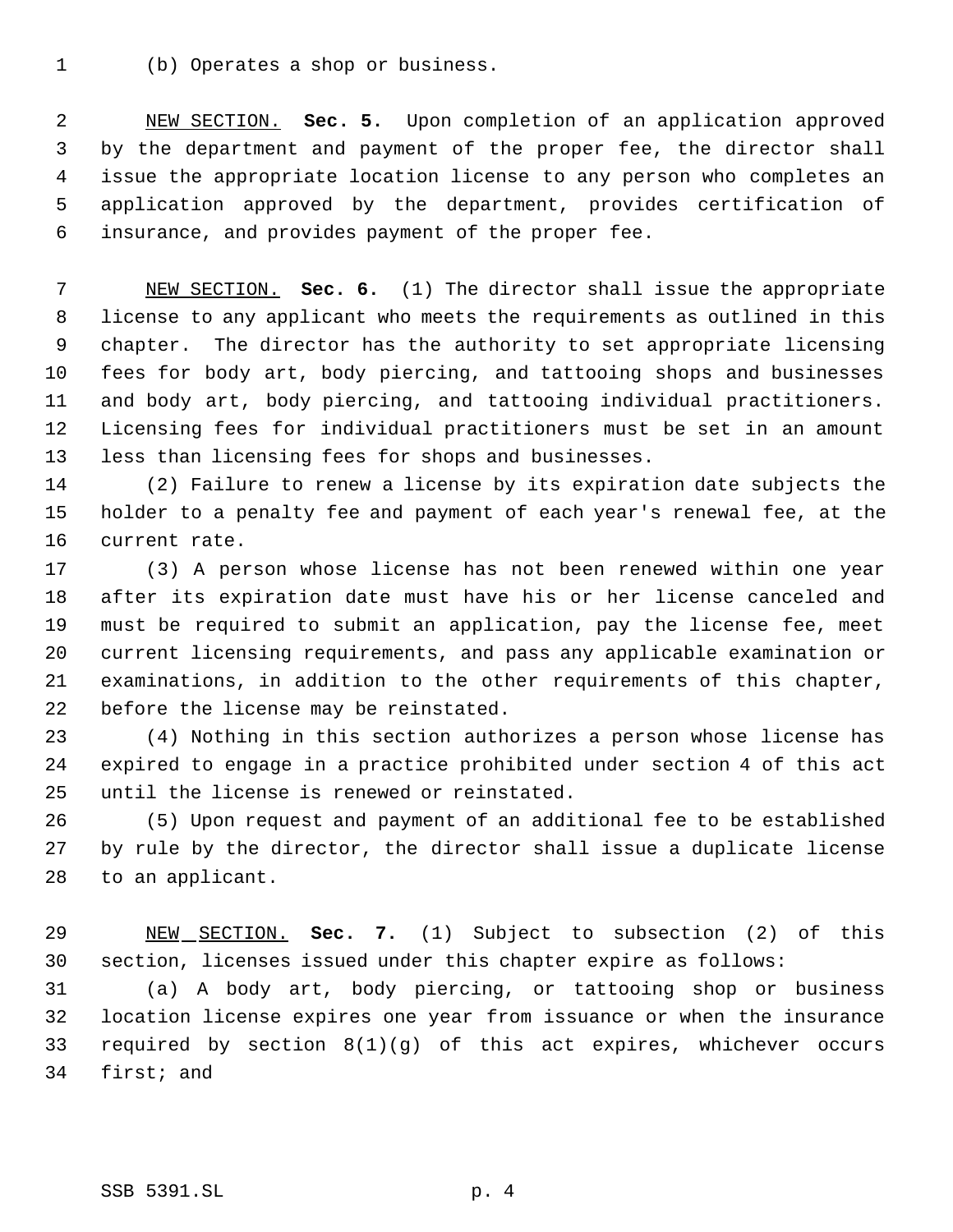(b) Operates a shop or business.

NEW SECTION. **Sec. 5.** Upon completion of an application approved by the department and payment of the proper fee, the director shall issue the appropriate location license to any person who completes an application approved by the department, provides certification of insurance, and provides payment of the proper fee.

NEW SECTION. **Sec. 6.** (1) The director shall issue the appropriate license to any applicant who meets the requirements as outlined in this chapter. The director has the authority to set appropriate licensing fees for body art, body piercing, and tattooing shops and businesses and body art, body piercing, and tattooing individual practitioners. Licensing fees for individual practitioners must be set in an amount less than licensing fees for shops and businesses.

(2) Failure to renew a license by its expiration date subjects the holder to a penalty fee and payment of each year's renewal fee, at the current rate.

(3) A person whose license has not been renewed within one year after its expiration date must have his or her license canceled and must be required to submit an application, pay the license fee, meet current licensing requirements, and pass any applicable examination or examinations, in addition to the other requirements of this chapter, before the license may be reinstated.

(4) Nothing in this section authorizes a person whose license has expired to engage in a practice prohibited under section 4 of this act until the license is renewed or reinstated.

(5) Upon request and payment of an additional fee to be established by rule by the director, the director shall issue a duplicate license to an applicant.

NEW SECTION. **Sec. 7.** (1) Subject to subsection (2) of this section, licenses issued under this chapter expire as follows:

(a) A body art, body piercing, or tattooing shop or business location license expires one year from issuance or when the insurance required by section 8(1)(g) of this act expires, whichever occurs first; and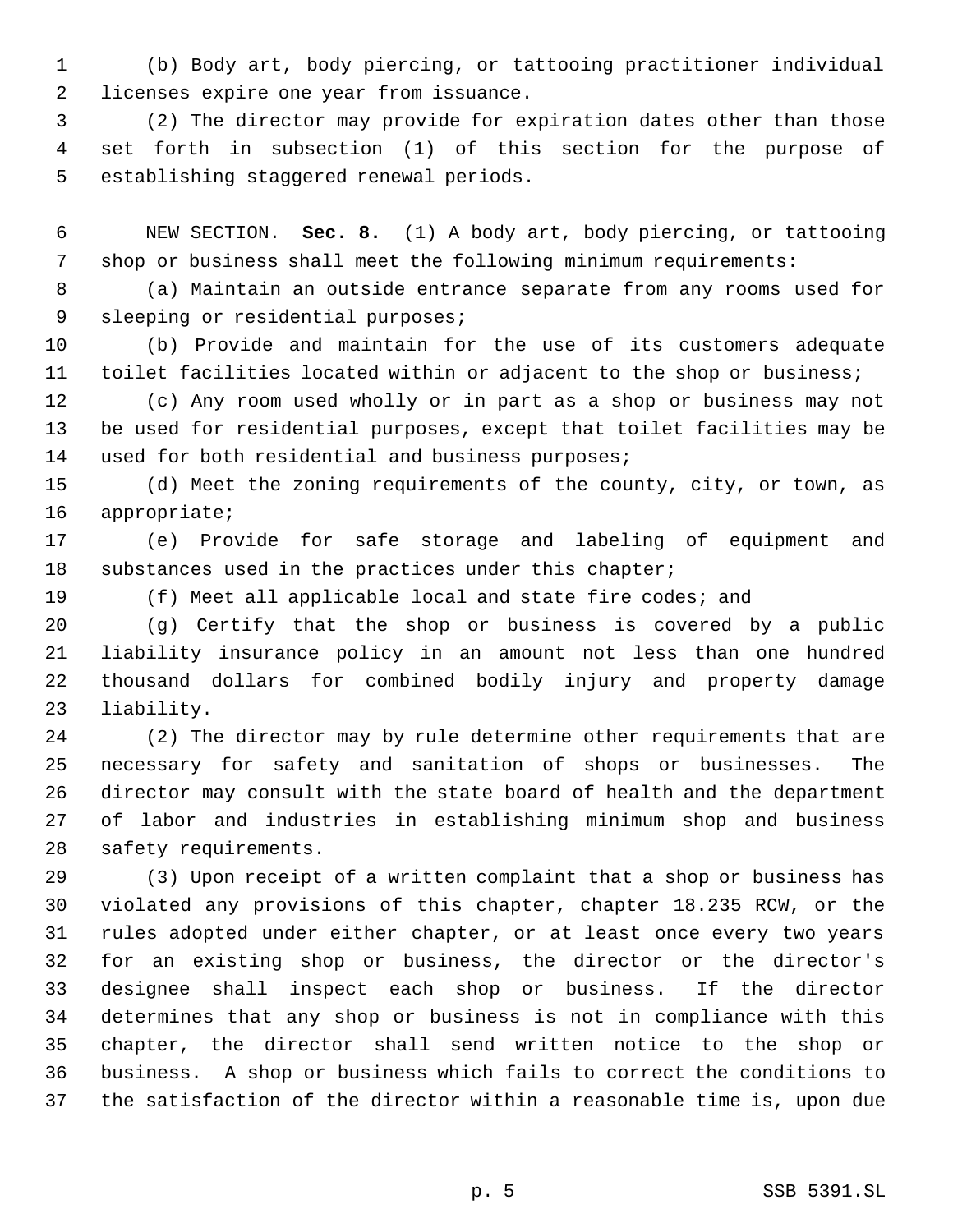(b) Body art, body piercing, or tattooing practitioner individual licenses expire one year from issuance.

(2) The director may provide for expiration dates other than those set forth in subsection (1) of this section for the purpose of establishing staggered renewal periods.

NEW SECTION. **Sec. 8.** (1) A body art, body piercing, or tattooing shop or business shall meet the following minimum requirements:

(a) Maintain an outside entrance separate from any rooms used for sleeping or residential purposes;

(b) Provide and maintain for the use of its customers adequate toilet facilities located within or adjacent to the shop or business;

(c) Any room used wholly or in part as a shop or business may not be used for residential purposes, except that toilet facilities may be used for both residential and business purposes;

(d) Meet the zoning requirements of the county, city, or town, as appropriate;

(e) Provide for safe storage and labeling of equipment and substances used in the practices under this chapter;

(f) Meet all applicable local and state fire codes; and

(g) Certify that the shop or business is covered by a public liability insurance policy in an amount not less than one hundred thousand dollars for combined bodily injury and property damage liability.

(2) The director may by rule determine other requirements that are necessary for safety and sanitation of shops or businesses. The director may consult with the state board of health and the department of labor and industries in establishing minimum shop and business safety requirements.

(3) Upon receipt of a written complaint that a shop or business has violated any provisions of this chapter, chapter 18.235 RCW, or the rules adopted under either chapter, or at least once every two years for an existing shop or business, the director or the director's designee shall inspect each shop or business. If the director determines that any shop or business is not in compliance with this chapter, the director shall send written notice to the shop or business. A shop or business which fails to correct the conditions to the satisfaction of the director within a reasonable time is, upon due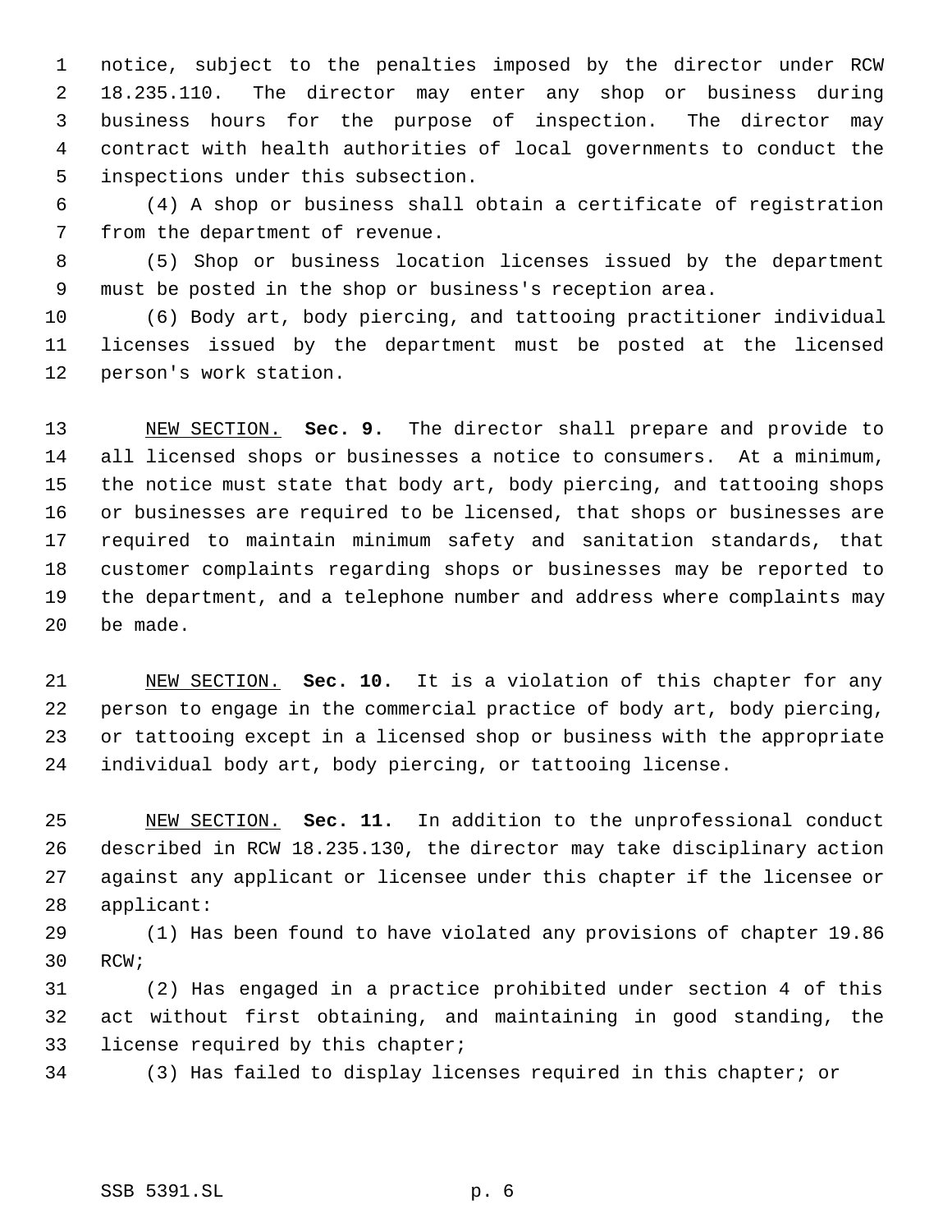notice, subject to the penalties imposed by the director under RCW 18.235.110. The director may enter any shop or business during business hours for the purpose of inspection. The director may contract with health authorities of local governments to conduct the inspections under this subsection.

(4) A shop or business shall obtain a certificate of registration from the department of revenue.

(5) Shop or business location licenses issued by the department must be posted in the shop or business's reception area.

(6) Body art, body piercing, and tattooing practitioner individual licenses issued by the department must be posted at the licensed person's work station.

NEW SECTION. **Sec. 9.** The director shall prepare and provide to all licensed shops or businesses a notice to consumers. At a minimum, the notice must state that body art, body piercing, and tattooing shops or businesses are required to be licensed, that shops or businesses are required to maintain minimum safety and sanitation standards, that customer complaints regarding shops or businesses may be reported to the department, and a telephone number and address where complaints may be made.

NEW SECTION. **Sec. 10.** It is a violation of this chapter for any person to engage in the commercial practice of body art, body piercing, or tattooing except in a licensed shop or business with the appropriate individual body art, body piercing, or tattooing license.

NEW SECTION. **Sec. 11.** In addition to the unprofessional conduct described in RCW 18.235.130, the director may take disciplinary action against any applicant or licensee under this chapter if the licensee or applicant:

(1) Has been found to have violated any provisions of chapter 19.86 RCW;

(2) Has engaged in a practice prohibited under section 4 of this act without first obtaining, and maintaining in good standing, the license required by this chapter;

(3) Has failed to display licenses required in this chapter; or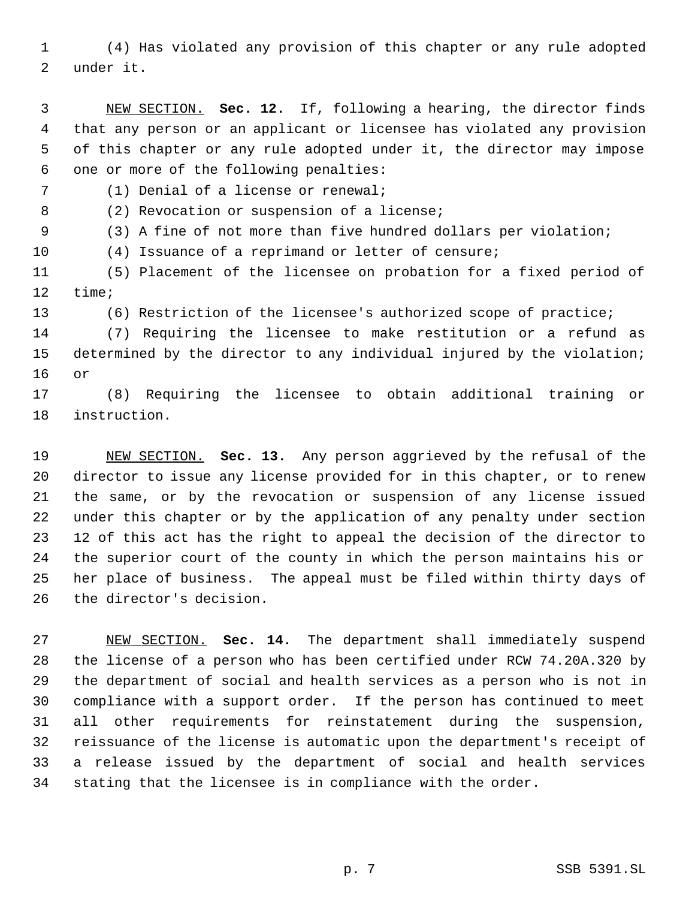(4) Has violated any provision of this chapter or any rule adopted under it.

NEW SECTION. **Sec. 12.** If, following a hearing, the director finds that any person or an applicant or licensee has violated any provision of this chapter or any rule adopted under it, the director may impose one or more of the following penalties:

(1) Denial of a license or renewal;

(2) Revocation or suspension of a license;

(3) A fine of not more than five hundred dollars per violation;

(4) Issuance of a reprimand or letter of censure;

(5) Placement of the licensee on probation for a fixed period of time;

(6) Restriction of the licensee's authorized scope of practice;

(7) Requiring the licensee to make restitution or a refund as determined by the director to any individual injured by the violation; or

(8) Requiring the licensee to obtain additional training or instruction.

NEW SECTION. **Sec. 13.** Any person aggrieved by the refusal of the director to issue any license provided for in this chapter, or to renew the same, or by the revocation or suspension of any license issued under this chapter or by the application of any penalty under section 12 of this act has the right to appeal the decision of the director to the superior court of the county in which the person maintains his or her place of business. The appeal must be filed within thirty days of the director's decision.

NEW SECTION. **Sec. 14.** The department shall immediately suspend the license of a person who has been certified under RCW 74.20A.320 by the department of social and health services as a person who is not in compliance with a support order. If the person has continued to meet all other requirements for reinstatement during the suspension, reissuance of the license is automatic upon the department's receipt of a release issued by the department of social and health services stating that the licensee is in compliance with the order.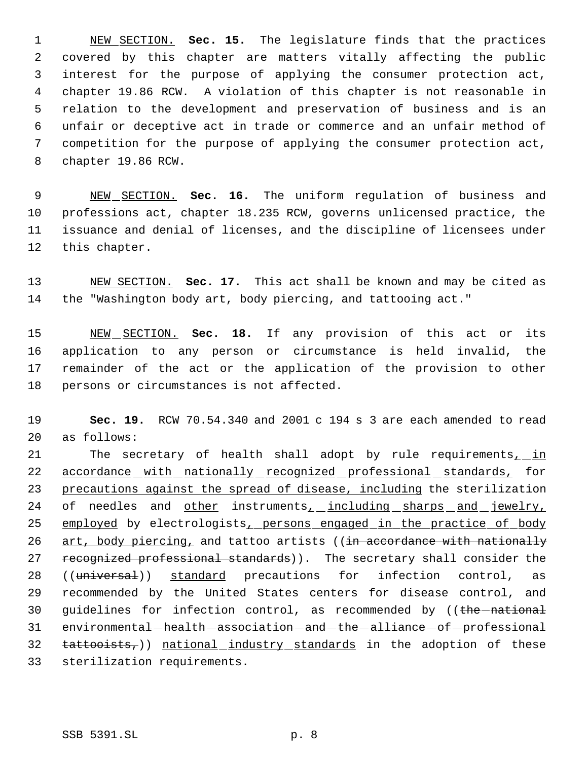NEW SECTION. **Sec. 15.** The legislature finds that the practices covered by this chapter are matters vitally affecting the public interest for the purpose of applying the consumer protection act, chapter 19.86 RCW. A violation of this chapter is not reasonable in relation to the development and preservation of business and is an unfair or deceptive act in trade or commerce and an unfair method of competition for the purpose of applying the consumer protection act, chapter 19.86 RCW.

NEW SECTION. **Sec. 16.** The uniform regulation of business and professions act, chapter 18.235 RCW, governs unlicensed practice, the issuance and denial of licenses, and the discipline of licensees under this chapter.

NEW SECTION. **Sec. 17.** This act shall be known and may be cited as the "Washington body art, body piercing, and tattooing act."

NEW SECTION. **Sec. 18.** If any provision of this act or its application to any person or circumstance is held invalid, the remainder of the act or the application of the provision to other persons or circumstances is not affected.

**Sec. 19.** RCW 70.54.340 and 2001 c 194 s 3 are each amended to read as follows:

The secretary of health shall adopt by rule requirements, in accordance with nationally recognized professional standards, for precautions against the spread of disease, including the sterilization of needles and other instruments, including sharps and jewelry, employed by electrologists, persons engaged in the practice of body art, body piercing, and tattoo artists ((in accordance with nationally recognized professional standards)). The secretary shall consider the ((universal)) standard precautions for infection control, as recommended by the United States centers for disease control, and guidelines for infection control, as recommended by ((the national environmental health association and the alliance of professional tattooists,)) national industry standards in the adoption of these sterilization requirements.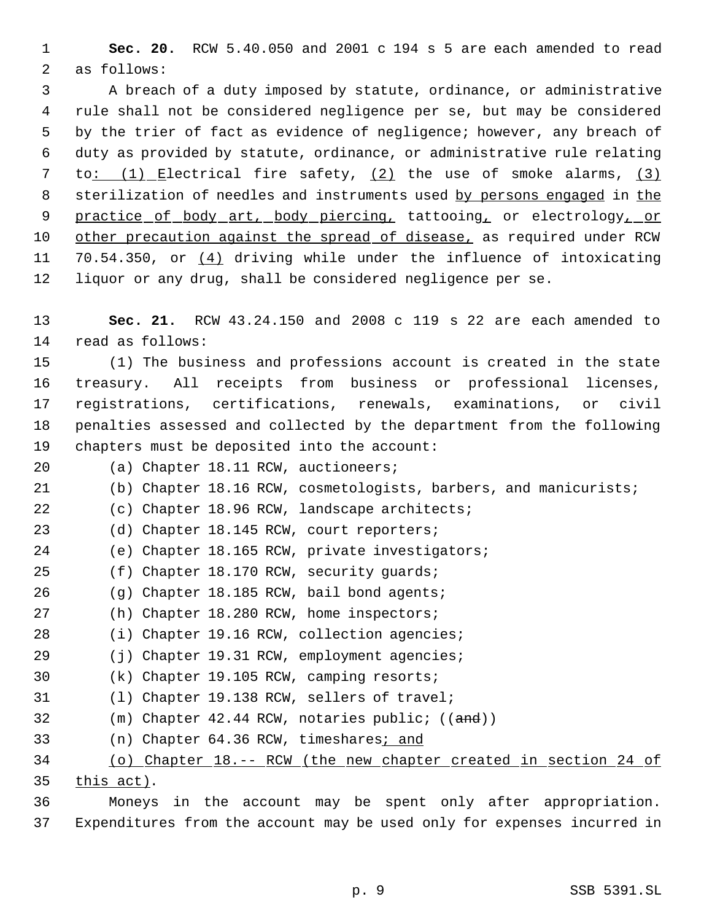**Sec. 20.** RCW 5.40.050 and 2001 c 194 s 5 are each amended to read as follows:

A breach of a duty imposed by statute, ordinance, or administrative rule shall not be considered negligence per se, but may be considered by the trier of fact as evidence of negligence; however, any breach of duty as provided by statute, ordinance, or administrative rule relating to: (1) Electrical fire safety, (2) the use of smoke alarms, (3) sterilization of needles and instruments used by persons engaged in the practice of body art, body piercing, tattooing, or electrology, or other precaution against the spread of disease, as required under RCW 70.54.350, or (4) driving while under the influence of intoxicating liquor or any drug, shall be considered negligence per se.

**Sec. 21.** RCW 43.24.150 and 2008 c 119 s 22 are each amended to read as follows:

(1) The business and professions account is created in the state treasury. All receipts from business or professional licenses, registrations, certifications, renewals, examinations, or civil penalties assessed and collected by the department from the following chapters must be deposited into the account:

(a) Chapter 18.11 RCW, auctioneers;

(b) Chapter 18.16 RCW, cosmetologists, barbers, and manicurists;

(c) Chapter 18.96 RCW, landscape architects;

(d) Chapter 18.145 RCW, court reporters;

(e) Chapter 18.165 RCW, private investigators;

(f) Chapter 18.170 RCW, security guards;

(g) Chapter 18.185 RCW, bail bond agents;

(h) Chapter 18.280 RCW, home inspectors;

(i) Chapter 19.16 RCW, collection agencies;

(j) Chapter 19.31 RCW, employment agencies;

(k) Chapter 19.105 RCW, camping resorts;

(l) Chapter 19.138 RCW, sellers of travel;

(m) Chapter 42.44 RCW, notaries public; ((~~and~~))

(n) Chapter 64.36 RCW, timeshares; and

(o) Chapter 18.-- RCW (the new chapter created in section 24 of this act).

Moneys in the account may be spent only after appropriation. Expenditures from the account may be used only for expenses incurred in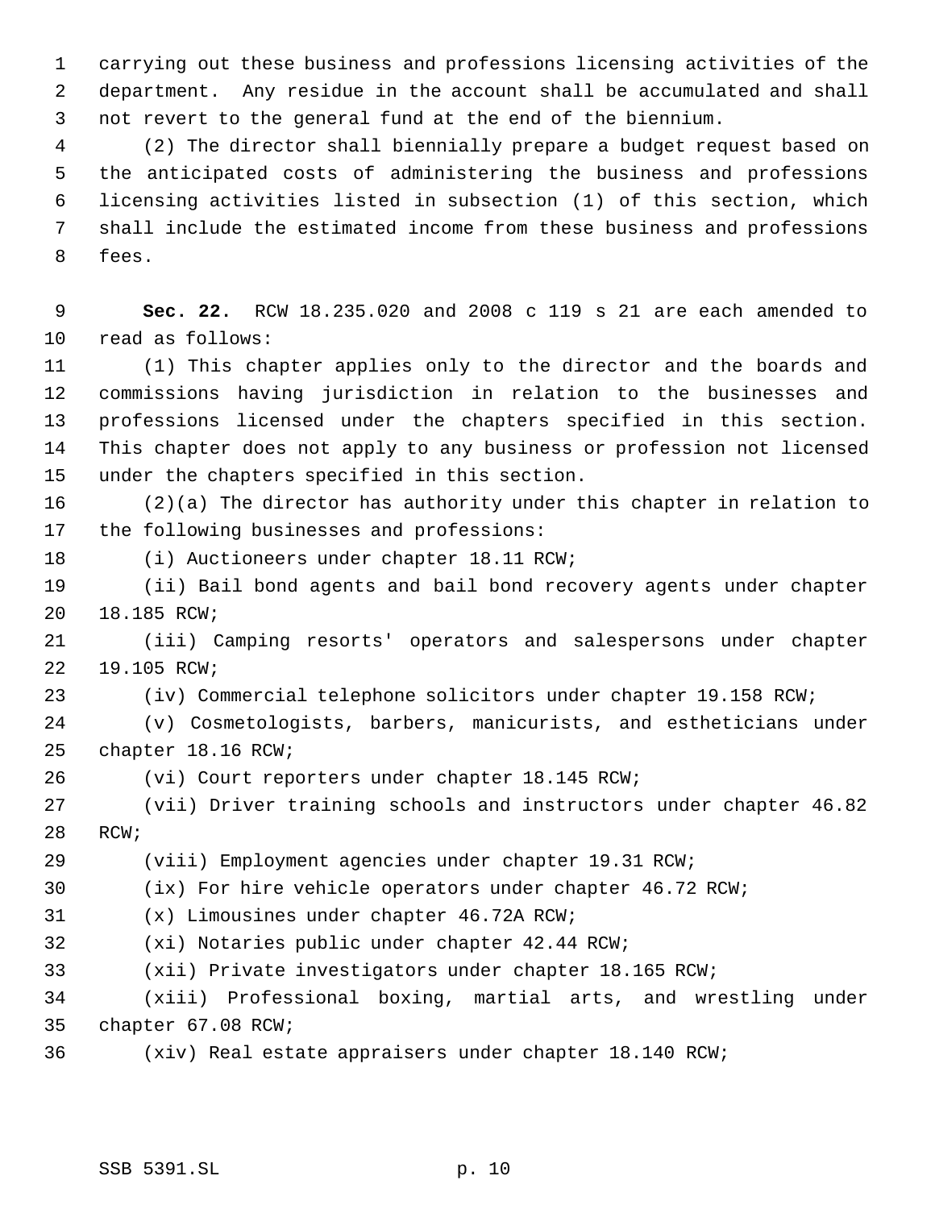carrying out these business and professions licensing activities of the department. Any residue in the account shall be accumulated and shall not revert to the general fund at the end of the biennium.

(2) The director shall biennially prepare a budget request based on the anticipated costs of administering the business and professions licensing activities listed in subsection (1) of this section, which shall include the estimated income from these business and professions fees.

**Sec. 22.** RCW 18.235.020 and 2008 c 119 s 21 are each amended to read as follows:

(1) This chapter applies only to the director and the boards and commissions having jurisdiction in relation to the businesses and professions licensed under the chapters specified in this section. This chapter does not apply to any business or profession not licensed under the chapters specified in this section.

(2)(a) The director has authority under this chapter in relation to the following businesses and professions:

(i) Auctioneers under chapter 18.11 RCW;

(ii) Bail bond agents and bail bond recovery agents under chapter 18.185 RCW;

(iii) Camping resorts' operators and salespersons under chapter 19.105 RCW;

(iv) Commercial telephone solicitors under chapter 19.158 RCW;

(v) Cosmetologists, barbers, manicurists, and estheticians under chapter 18.16 RCW;

(vi) Court reporters under chapter 18.145 RCW;

(vii) Driver training schools and instructors under chapter 46.82 RCW;

(viii) Employment agencies under chapter 19.31 RCW;

(ix) For hire vehicle operators under chapter 46.72 RCW;

(x) Limousines under chapter 46.72A RCW;

(xi) Notaries public under chapter 42.44 RCW;

(xii) Private investigators under chapter 18.165 RCW;

(xiii) Professional boxing, martial arts, and wrestling under chapter 67.08 RCW;

(xiv) Real estate appraisers under chapter 18.140 RCW;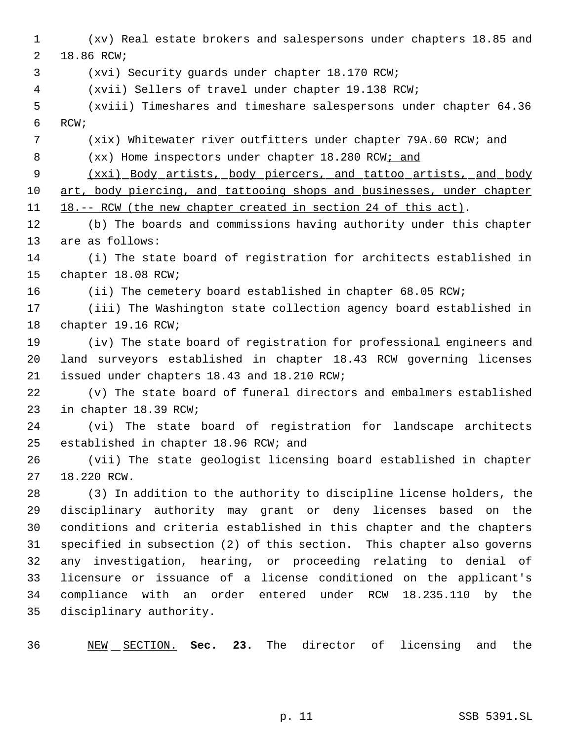(xv) Real estate brokers and salespersons under chapters 18.85 and 18.86 RCW;

(xvi) Security guards under chapter 18.170 RCW;

(xvii) Sellers of travel under chapter 19.138 RCW;

(xviii) Timeshares and timeshare salespersons under chapter 64.36 RCW;

(xix) Whitewater river outfitters under chapter 79A.60 RCW; and

(xx) Home inspectors under chapter 18.280 RCW; and

(xxi) Body artists, body piercers, and tattoo artists, and body art, body piercing, and tattooing shops and businesses, under chapter 18.-- RCW (the new chapter created in section 24 of this act).

(b) The boards and commissions having authority under this chapter are as follows:

(i) The state board of registration for architects established in chapter 18.08 RCW;

(ii) The cemetery board established in chapter 68.05 RCW;

(iii) The Washington state collection agency board established in chapter 19.16 RCW;

(iv) The state board of registration for professional engineers and land surveyors established in chapter 18.43 RCW governing licenses issued under chapters 18.43 and 18.210 RCW;

(v) The state board of funeral directors and embalmers established in chapter 18.39 RCW;

(vi) The state board of registration for landscape architects established in chapter 18.96 RCW; and

(vii) The state geologist licensing board established in chapter 18.220 RCW.

(3) In addition to the authority to discipline license holders, the disciplinary authority may grant or deny licenses based on the conditions and criteria established in this chapter and the chapters specified in subsection (2) of this section. This chapter also governs any investigation, hearing, or proceeding relating to denial of licensure or issuance of a license conditioned on the applicant's compliance with an order entered under RCW 18.235.110 by the disciplinary authority.

NEW SECTION. **Sec. 23.** The director of licensing and the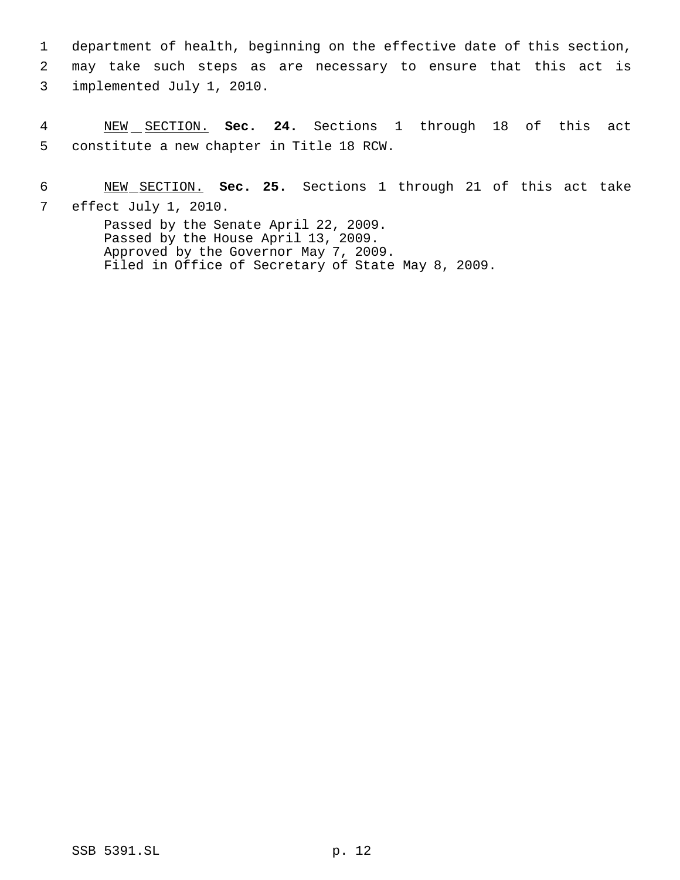department of health, beginning on the effective date of this section, may take such steps as are necessary to ensure that this act is implemented July 1, 2010.

NEW SECTION. **Sec. 24.** Sections 1 through 18 of this act constitute a new chapter in Title 18 RCW.

NEW SECTION. **Sec. 25.** Sections 1 through 21 of this act take effect July 1, 2010.

Passed by the Senate April 22, 2009.
Passed by the House April 13, 2009.
Approved by the Governor May 7, 2009.
Filed in Office of Secretary of State May 8, 2009.